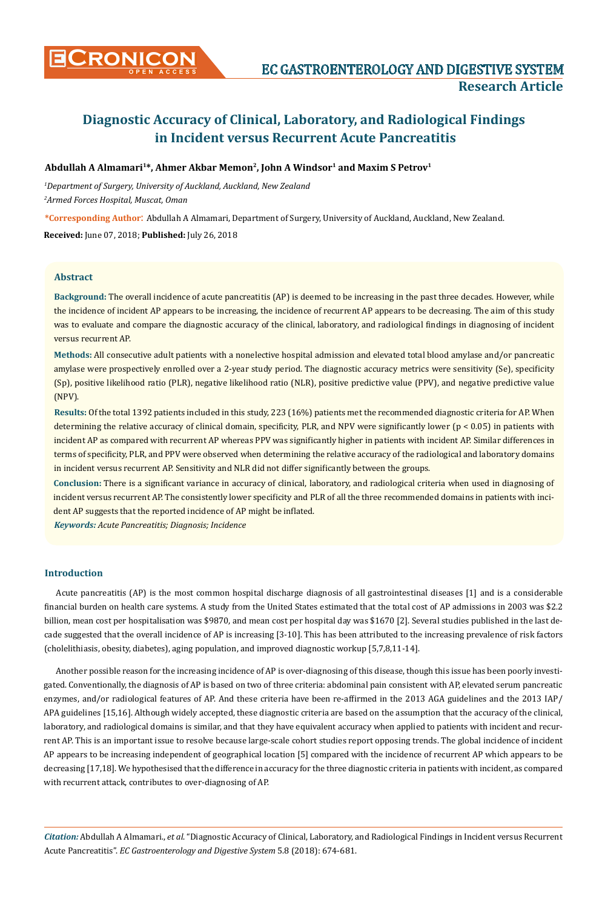# Diagnostic Accuracy of Clinical, Laboratory, and Radiological Findings in Incident versus Recurrent Acute Pancreatitis

**Abdullah A Almamari[1]*, Ahmer Akbar Memon[2], John A Windsor[1] and Maxim S Petrov[1]**

[1]*Department of Surgery, University of Auckland, Auckland, New Zealand*

[2]*Armed Forces Hospital, Muscat, Oman*

***Corresponding Author:** Abdullah A Almamari, Department of Surgery, University of Auckland, Auckland, New Zealand.

**Received:** June 07, 2018; **Published:** July 26, 2018

## Abstract

**Background:** The overall incidence of acute pancreatitis (AP) is deemed to be increasing in the past three decades. However, while the incidence of incident AP appears to be increasing, the incidence of recurrent AP appears to be decreasing. The aim of this study was to evaluate and compare the diagnostic accuracy of the clinical, laboratory, and radiological findings in diagnosing of incident versus recurrent AP.

**Methods:** All consecutive adult patients with a nonelective hospital admission and elevated total blood amylase and/or pancreatic amylase were prospectively enrolled over a 2-year study period. The diagnostic accuracy metrics were sensitivity (Se), specificity (Sp), positive likelihood ratio (PLR), negative likelihood ratio (NLR), positive predictive value (PPV), and negative predictive value (NPV).

**Results:** Of the total 1392 patients included in this study, 223 (16%) patients met the recommended diagnostic criteria for AP. When determining the relative accuracy of clinical domain, specificity, PLR, and NPV were significantly lower ($p < 0.05$) in patients with incident AP as compared with recurrent AP whereas PPV was significantly higher in patients with incident AP. Similar differences in terms of specificity, PLR, and PPV were observed when determining the relative accuracy of the radiological and laboratory domains in incident versus recurrent AP. Sensitivity and NLR did not differ significantly between the groups.

**Conclusion:** There is a significant variance in accuracy of clinical, laboratory, and radiological criteria when used in diagnosing of incident versus recurrent AP. The consistently lower specificity and PLR of all the three recommended domains in patients with incident AP suggests that the reported incidence of AP might be inflated.

***Keywords:*** *Acute Pancreatitis; Diagnosis; Incidence*

## Introduction

Acute pancreatitis (AP) is the most common hospital discharge diagnosis of all gastrointestinal diseases [1] and is a considerable financial burden on health care systems. A study from the United States estimated that the total cost of AP admissions in 2003 was $2.2 billion, mean cost per hospitalisation was $9870, and mean cost per hospital day was $1670 [2]. Several studies published in the last decade suggested that the overall incidence of AP is increasing [3-10]. This has been attributed to the increasing prevalence of risk factors (cholelithiasis, obesity, diabetes), aging population, and improved diagnostic workup [5,7,8,11-14].

Another possible reason for the increasing incidence of AP is over-diagnosing of this disease, though this issue has been poorly investigated. Conventionally, the diagnosis of AP is based on two of three criteria: abdominal pain consistent with AP, elevated serum pancreatic enzymes, and/or radiological features of AP. And these criteria have been re-affirmed in the 2013 AGA guidelines and the 2013 IAP/APA guidelines [15,16]. Although widely accepted, these diagnostic criteria are based on the assumption that the accuracy of the clinical, laboratory, and radiological domains is similar, and that they have equivalent accuracy when applied to patients with incident and recurrent AP. This is an important issue to resolve because large-scale cohort studies report opposing trends. The global incidence of incident AP appears to be increasing independent of geographical location [5] compared with the incidence of recurrent AP which appears to be decreasing [17,18]. We hypothesised that the difference in accuracy for the three diagnostic criteria in patients with incident, as compared with recurrent attack, contributes to over-diagnosing of AP.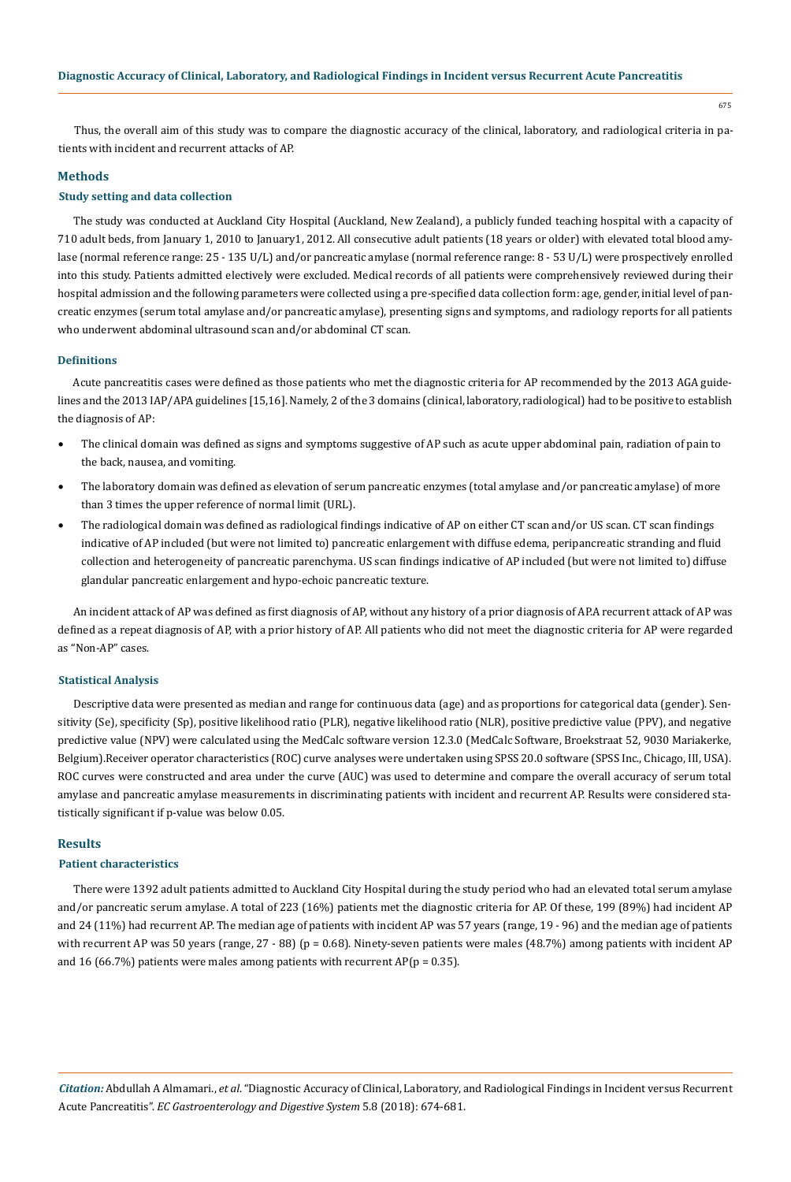Thus, the overall aim of this study was to compare the diagnostic accuracy of the clinical, laboratory, and radiological criteria in patients with incident and recurrent attacks of AP.

## Methods

### Study setting and data collection

The study was conducted at Auckland City Hospital (Auckland, New Zealand), a publicly funded teaching hospital with a capacity of 710 adult beds, from January 1, 2010 to January1, 2012. All consecutive adult patients (18 years or older) with elevated total blood amylase (normal reference range: 25 - 135 U/L) and/or pancreatic amylase (normal reference range: 8 - 53 U/L) were prospectively enrolled into this study. Patients admitted electively were excluded. Medical records of all patients were comprehensively reviewed during their hospital admission and the following parameters were collected using a pre-specified data collection form: age, gender, initial level of pancreatic enzymes (serum total amylase and/or pancreatic amylase), presenting signs and symptoms, and radiology reports for all patients who underwent abdominal ultrasound scan and/or abdominal CT scan.

### Definitions

Acute pancreatitis cases were defined as those patients who met the diagnostic criteria for AP recommended by the 2013 AGA guidelines and the 2013 IAP/APA guidelines [15,16]. Namely, 2 of the 3 domains (clinical, laboratory, radiological) had to be positive to establish the diagnosis of AP:

- The clinical domain was defined as signs and symptoms suggestive of AP such as acute upper abdominal pain, radiation of pain to the back, nausea, and vomiting.
- The laboratory domain was defined as elevation of serum pancreatic enzymes (total amylase and/or pancreatic amylase) of more than 3 times the upper reference of normal limit (URL).
- The radiological domain was defined as radiological findings indicative of AP on either CT scan and/or US scan. CT scan findings indicative of AP included (but were not limited to) pancreatic enlargement with diffuse edema, peripancreatic stranding and fluid collection and heterogeneity of pancreatic parenchyma. US scan findings indicative of AP included (but were not limited to) diffuse glandular pancreatic enlargement and hypo-echoic pancreatic texture.

An incident attack of AP was defined as first diagnosis of AP, without any history of a prior diagnosis of AP.A recurrent attack of AP was defined as a repeat diagnosis of AP, with a prior history of AP. All patients who did not meet the diagnostic criteria for AP were regarded as "Non-AP" cases.

### Statistical Analysis

Descriptive data were presented as median and range for continuous data (age) and as proportions for categorical data (gender). Sensitivity (Se), specificity (Sp), positive likelihood ratio (PLR), negative likelihood ratio (NLR), positive predictive value (PPV), and negative predictive value (NPV) were calculated using the MedCalc software version 12.3.0 (MedCalc Software, Broekstraat 52, 9030 Mariakerke, Belgium).Receiver operator characteristics (ROC) curve analyses were undertaken using SPSS 20.0 software (SPSS Inc., Chicago, III, USA). ROC curves were constructed and area under the curve (AUC) was used to determine and compare the overall accuracy of serum total amylase and pancreatic amylase measurements in discriminating patients with incident and recurrent AP. Results were considered statistically significant if p-value was below 0.05.

## Results

### Patient characteristics

There were 1392 adult patients admitted to Auckland City Hospital during the study period who had an elevated total serum amylase and/or pancreatic serum amylase. A total of 223 (16%) patients met the diagnostic criteria for AP. Of these, 199 (89%) had incident AP and 24 (11%) had recurrent AP. The median age of patients with incident AP was 57 years (range, 19 - 96) and the median age of patients with recurrent AP was 50 years (range, 27 - 88) ($p = 0.68$). Ninety-seven patients were males (48.7%) among patients with incident AP and 16 (66.7%) patients were males among patients with recurrent AP($p = 0.35$).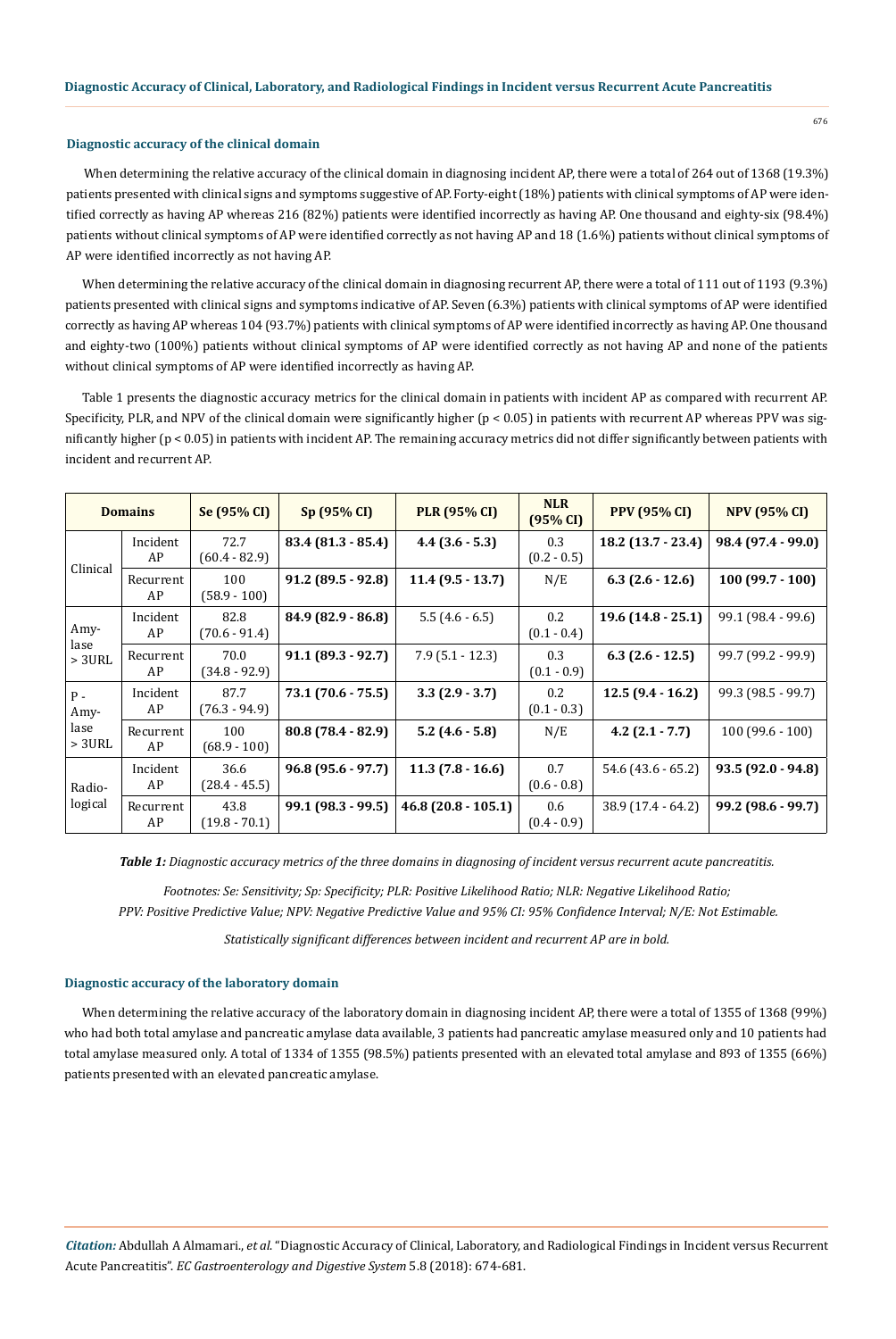### Diagnostic accuracy of the clinical domain

When determining the relative accuracy of the clinical domain in diagnosing incident AP, there were a total of 264 out of 1368 (19.3%) patients presented with clinical signs and symptoms suggestive of AP. Forty-eight (18%) patients with clinical symptoms of AP were identified correctly as having AP whereas 216 (82%) patients were identified incorrectly as having AP. One thousand and eighty-six (98.4%) patients without clinical symptoms of AP were identified correctly as not having AP and 18 (1.6%) patients without clinical symptoms of AP were identified incorrectly as not having AP.

When determining the relative accuracy of the clinical domain in diagnosing recurrent AP, there were a total of 111 out of 1193 (9.3%) patients presented with clinical signs and symptoms indicative of AP. Seven (6.3%) patients with clinical symptoms of AP were identified correctly as having AP whereas 104 (93.7%) patients with clinical symptoms of AP were identified incorrectly as having AP. One thousand and eighty-two (100%) patients without clinical symptoms of AP were identified correctly as not having AP and none of the patients without clinical symptoms of AP were identified incorrectly as having AP.

Table 1 presents the diagnostic accuracy metrics for the clinical domain in patients with incident AP as compared with recurrent AP. Specificity, PLR, and NPV of the clinical domain were significantly higher ($p < 0.05$) in patients with recurrent AP whereas PPV was significantly higher ($p < 0.05$) in patients with incident AP. The remaining accuracy metrics did not differ significantly between patients with incident and recurrent AP.

| Domains | | Se (95% CI) | Sp (95% CI) | PLR (95% CI) | NLR (95% CI) | PPV (95% CI) | NPV (95% CI) |
|---|---|---|---|---|---|---|---|
| Clinical | Incident AP | 72.7 (60.4 - 82.9) | **83.4 (81.3 - 85.4)** | **4.4 (3.6 - 5.3)** | 0.3 (0.2 - 0.5) | **18.2 (13.7 - 23.4)** | **98.4 (97.4 - 99.0)** |
| | Recurrent AP | 100 (58.9 - 100) | **91.2 (89.5 - 92.8)** | **11.4 (9.5 - 13.7)** | N/E | **6.3 (2.6 - 12.6)** | **100 (99.7 - 100)** |
| Amylase > 3URL | Incident AP | 82.8 (70.6 - 91.4) | **84.9 (82.9 - 86.8)** | 5.5 (4.6 - 6.5) | 0.2 (0.1 - 0.4) | **19.6 (14.8 - 25.1)** | 99.1 (98.4 - 99.6) |
| | Recurrent AP | 70.0 (34.8 - 92.9) | **91.1 (89.3 - 92.7)** | 7.9 (5.1 - 12.3) | 0.3 (0.1 - 0.9) | **6.3 (2.6 - 12.5)** | 99.7 (99.2 - 99.9) |
| P - Amylase > 3URL | Incident AP | 87.7 (76.3 - 94.9) | **73.1 (70.6 - 75.5)** | **3.3 (2.9 - 3.7)** | 0.2 (0.1 - 0.3) | **12.5 (9.4 - 16.2)** | 99.3 (98.5 - 99.7) |
| | Recurrent AP | 100 (68.9 - 100) | **80.8 (78.4 - 82.9)** | **5.2 (4.6 - 5.8)** | N/E | **4.2 (2.1 - 7.7)** | 100 (99.6 - 100) |
| Radiological | Incident AP | 36.6 (28.4 - 45.5) | **96.8 (95.6 - 97.7)** | **11.3 (7.8 - 16.6)** | 0.7 (0.6 - 0.8) | 54.6 (43.6 - 65.2) | **93.5 (92.0 - 94.8)** |
| | Recurrent AP | 43.8 (19.8 - 70.1) | **99.1 (98.3 - 99.5)** | **46.8 (20.8 - 105.1)** | 0.6 (0.4 - 0.9) | 38.9 (17.4 - 64.2) | **99.2 (98.6 - 99.7)** |

***Table 1:*** *Diagnostic accuracy metrics of the three domains in diagnosing of incident versus recurrent acute pancreatitis.*

*Footnotes: Se: Sensitivity; Sp: Specificity; PLR: Positive Likelihood Ratio; NLR: Negative Likelihood Ratio; PPV: Positive Predictive Value; NPV: Negative Predictive Value and 95% CI: 95% Confidence Interval; N/E: Not Estimable.*

*Statistically significant differences between incident and recurrent AP are in bold.*

### Diagnostic accuracy of the laboratory domain

When determining the relative accuracy of the laboratory domain in diagnosing incident AP, there were a total of 1355 of 1368 (99%) who had both total amylase and pancreatic amylase data available, 3 patients had pancreatic amylase measured only and 10 patients had total amylase measured only. A total of 1334 of 1355 (98.5%) patients presented with an elevated total amylase and 893 of 1355 (66%) patients presented with an elevated pancreatic amylase.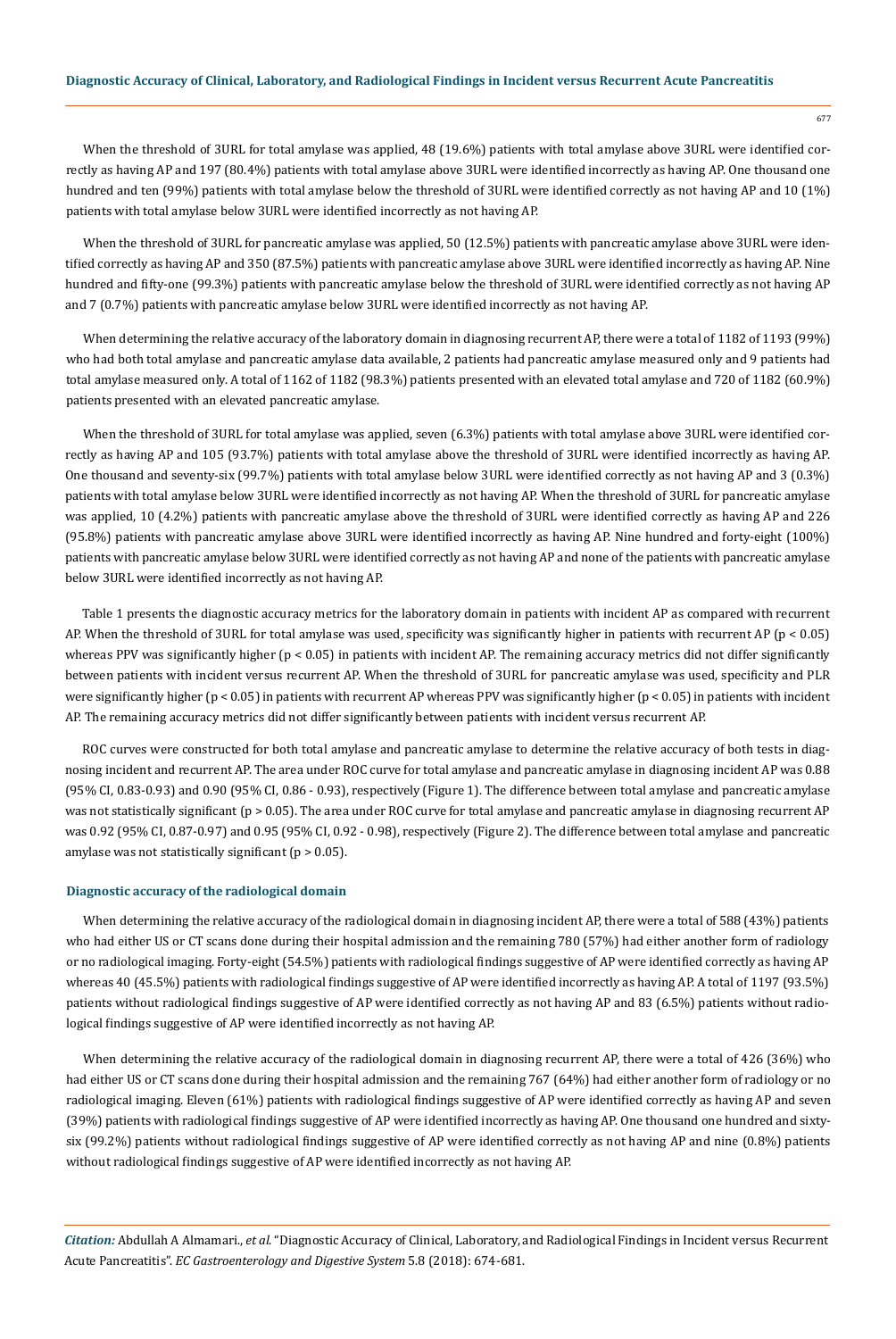When the threshold of 3URL for total amylase was applied, 48 (19.6%) patients with total amylase above 3URL were identified correctly as having AP and 197 (80.4%) patients with total amylase above 3URL were identified incorrectly as having AP. One thousand one hundred and ten (99%) patients with total amylase below the threshold of 3URL were identified correctly as not having AP and 10 (1%) patients with total amylase below 3URL were identified incorrectly as not having AP.

When the threshold of 3URL for pancreatic amylase was applied, 50 (12.5%) patients with pancreatic amylase above 3URL were identified correctly as having AP and 350 (87.5%) patients with pancreatic amylase above 3URL were identified incorrectly as having AP. Nine hundred and fifty-one (99.3%) patients with pancreatic amylase below the threshold of 3URL were identified correctly as not having AP and 7 (0.7%) patients with pancreatic amylase below 3URL were identified incorrectly as not having AP.

When determining the relative accuracy of the laboratory domain in diagnosing recurrent AP, there were a total of 1182 of 1193 (99%) who had both total amylase and pancreatic amylase data available, 2 patients had pancreatic amylase measured only and 9 patients had total amylase measured only. A total of 1162 of 1182 (98.3%) patients presented with an elevated total amylase and 720 of 1182 (60.9%) patients presented with an elevated pancreatic amylase.

When the threshold of 3URL for total amylase was applied, seven (6.3%) patients with total amylase above 3URL were identified correctly as having AP and 105 (93.7%) patients with total amylase above the threshold of 3URL were identified incorrectly as having AP. One thousand and seventy-six (99.7%) patients with total amylase below 3URL were identified correctly as not having AP and 3 (0.3%) patients with total amylase below 3URL were identified incorrectly as not having AP. When the threshold of 3URL for pancreatic amylase was applied, 10 (4.2%) patients with pancreatic amylase above the threshold of 3URL were identified correctly as having AP and 226 (95.8%) patients with pancreatic amylase above 3URL were identified incorrectly as having AP. Nine hundred and forty-eight (100%) patients with pancreatic amylase below 3URL were identified correctly as not having AP and none of the patients with pancreatic amylase below 3URL were identified incorrectly as not having AP.

Table 1 presents the diagnostic accuracy metrics for the laboratory domain in patients with incident AP as compared with recurrent AP. When the threshold of 3URL for total amylase was used, specificity was significantly higher in patients with recurrent AP ($p < 0.05$) whereas PPV was significantly higher ($p < 0.05$) in patients with incident AP. The remaining accuracy metrics did not differ significantly between patients with incident versus recurrent AP. When the threshold of 3URL for pancreatic amylase was used, specificity and PLR were significantly higher ($p < 0.05$) in patients with recurrent AP whereas PPV was significantly higher ($p < 0.05$) in patients with incident AP. The remaining accuracy metrics did not differ significantly between patients with incident versus recurrent AP.

ROC curves were constructed for both total amylase and pancreatic amylase to determine the relative accuracy of both tests in diagnosing incident and recurrent AP. The area under ROC curve for total amylase and pancreatic amylase in diagnosing incident AP was 0.88 (95% CI, 0.83-0.93) and 0.90 (95% CI, 0.86 - 0.93), respectively (Figure 1). The difference between total amylase and pancreatic amylase was not statistically significant ($p > 0.05$). The area under ROC curve for total amylase and pancreatic amylase in diagnosing recurrent AP was 0.92 (95% CI, 0.87-0.97) and 0.95 (95% CI, 0.92 - 0.98), respectively (Figure 2). The difference between total amylase and pancreatic amylase was not statistically significant ($p > 0.05$).

### Diagnostic accuracy of the radiological domain

When determining the relative accuracy of the radiological domain in diagnosing incident AP, there were a total of 588 (43%) patients who had either US or CT scans done during their hospital admission and the remaining 780 (57%) had either another form of radiology or no radiological imaging. Forty-eight (54.5%) patients with radiological findings suggestive of AP were identified correctly as having AP whereas 40 (45.5%) patients with radiological findings suggestive of AP were identified incorrectly as having AP. A total of 1197 (93.5%) patients without radiological findings suggestive of AP were identified correctly as not having AP and 83 (6.5%) patients without radiological findings suggestive of AP were identified incorrectly as not having AP.

When determining the relative accuracy of the radiological domain in diagnosing recurrent AP, there were a total of 426 (36%) who had either US or CT scans done during their hospital admission and the remaining 767 (64%) had either another form of radiology or no radiological imaging. Eleven (61%) patients with radiological findings suggestive of AP were identified correctly as having AP and seven (39%) patients with radiological findings suggestive of AP were identified incorrectly as having AP. One thousand one hundred and sixty-six (99.2%) patients without radiological findings suggestive of AP were identified correctly as not having AP and nine (0.8%) patients without radiological findings suggestive of AP were identified incorrectly as not having AP.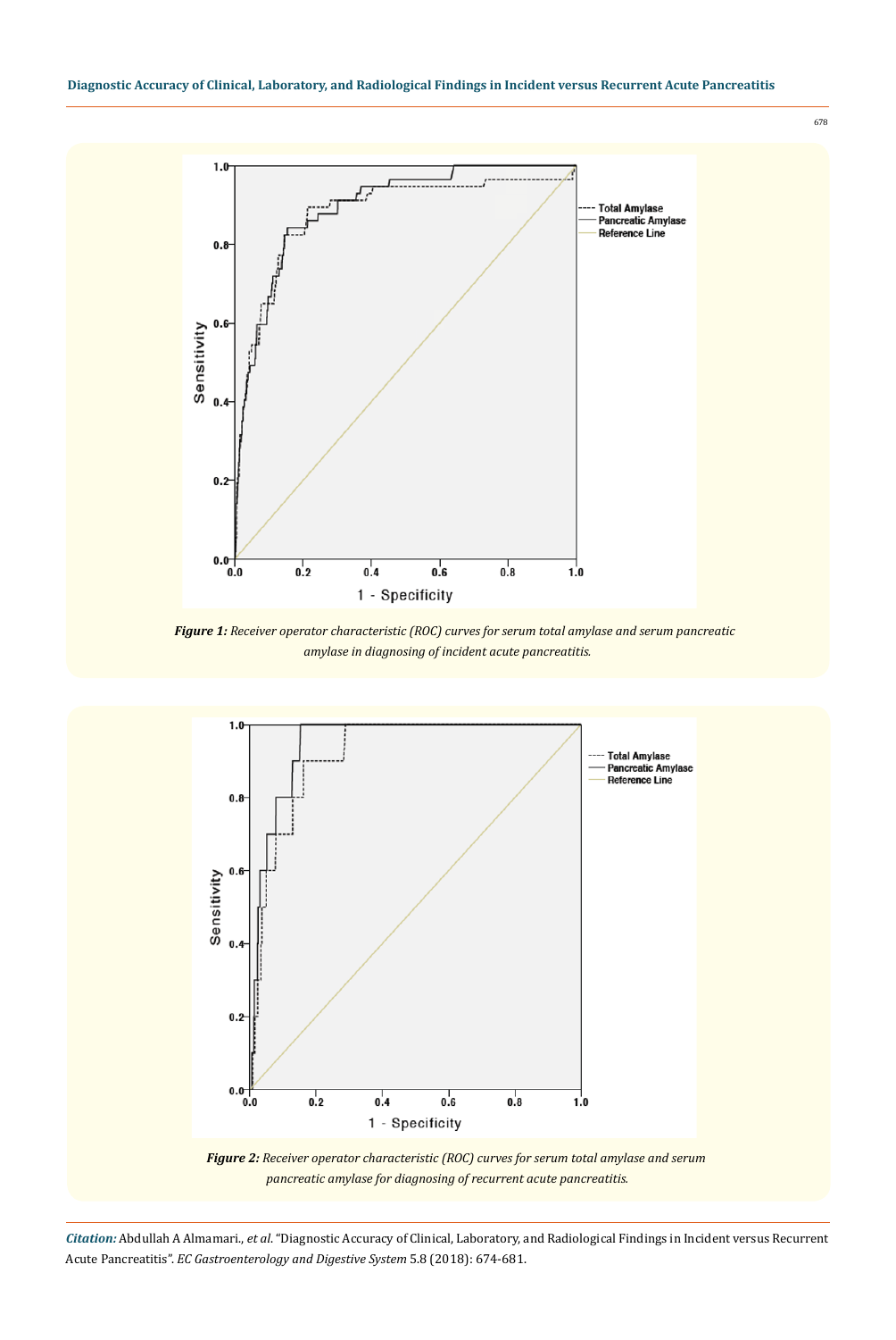**Figure 1:** *Receiver operator characteristic (ROC) curves for serum total amylase and serum pancreatic amylase in diagnosing of incident acute pancreatitis.*

**Figure 2:** *Receiver operator characteristic (ROC) curves for serum total amylase and serum pancreatic amylase for diagnosing of recurrent acute pancreatitis.*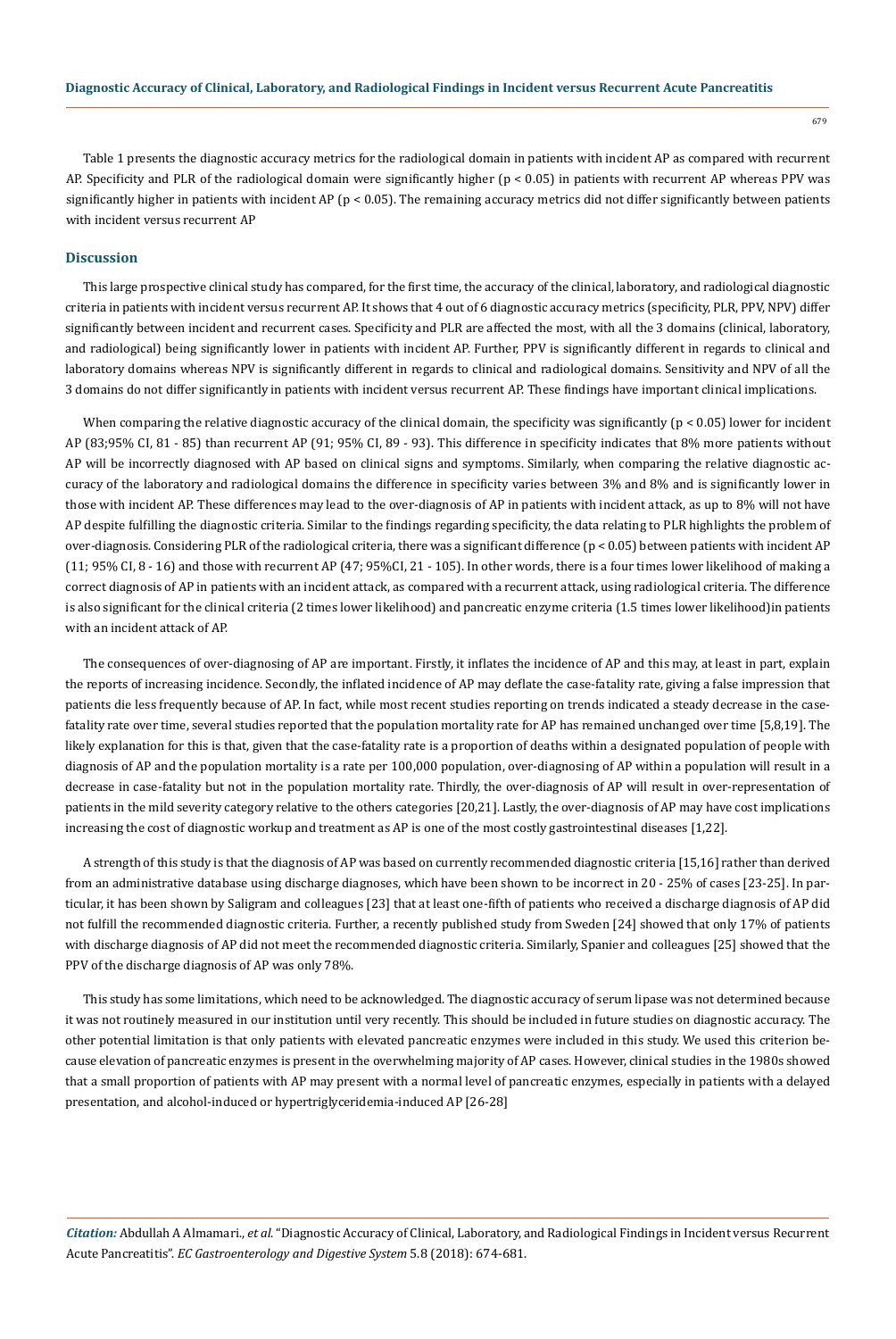Table 1 presents the diagnostic accuracy metrics for the radiological domain in patients with incident AP as compared with recurrent AP. Specificity and PLR of the radiological domain were significantly higher ($p < 0.05$) in patients with recurrent AP whereas PPV was significantly higher in patients with incident AP ($p < 0.05$). The remaining accuracy metrics did not differ significantly between patients with incident versus recurrent AP

## Discussion

This large prospective clinical study has compared, for the first time, the accuracy of the clinical, laboratory, and radiological diagnostic criteria in patients with incident versus recurrent AP. It shows that 4 out of 6 diagnostic accuracy metrics (specificity, PLR, PPV, NPV) differ significantly between incident and recurrent cases. Specificity and PLR are affected the most, with all the 3 domains (clinical, laboratory, and radiological) being significantly lower in patients with incident AP. Further, PPV is significantly different in regards to clinical and laboratory domains whereas NPV is significantly different in regards to clinical and radiological domains. Sensitivity and NPV of all the 3 domains do not differ significantly in patients with incident versus recurrent AP. These findings have important clinical implications.

When comparing the relative diagnostic accuracy of the clinical domain, the specificity was significantly ($p < 0.05$) lower for incident AP (83;95% CI, 81 - 85) than recurrent AP (91; 95% CI, 89 - 93). This difference in specificity indicates that 8% more patients without AP will be incorrectly diagnosed with AP based on clinical signs and symptoms. Similarly, when comparing the relative diagnostic accuracy of the laboratory and radiological domains the difference in specificity varies between 3% and 8% and is significantly lower in those with incident AP. These differences may lead to the over-diagnosis of AP in patients with incident attack, as up to 8% will not have AP despite fulfilling the diagnostic criteria. Similar to the findings regarding specificity, the data relating to PLR highlights the problem of over-diagnosis. Considering PLR of the radiological criteria, there was a significant difference ($p < 0.05$) between patients with incident AP (11; 95% CI, 8 - 16) and those with recurrent AP (47; 95%CI, 21 - 105). In other words, there is a four times lower likelihood of making a correct diagnosis of AP in patients with an incident attack, as compared with a recurrent attack, using radiological criteria. The difference is also significant for the clinical criteria (2 times lower likelihood) and pancreatic enzyme criteria (1.5 times lower likelihood)in patients with an incident attack of AP.

The consequences of over-diagnosing of AP are important. Firstly, it inflates the incidence of AP and this may, at least in part, explain the reports of increasing incidence. Secondly, the inflated incidence of AP may deflate the case-fatality rate, giving a false impression that patients die less frequently because of AP. In fact, while most recent studies reporting on trends indicated a steady decrease in the case-fatality rate over time, several studies reported that the population mortality rate for AP has remained unchanged over time [5,8,19]. The likely explanation for this is that, given that the case-fatality rate is a proportion of deaths within a designated population of people with diagnosis of AP and the population mortality is a rate per 100,000 population, over-diagnosing of AP within a population will result in a decrease in case-fatality but not in the population mortality rate. Thirdly, the over-diagnosis of AP will result in over-representation of patients in the mild severity category relative to the others categories [20,21]. Lastly, the over-diagnosis of AP may have cost implications increasing the cost of diagnostic workup and treatment as AP is one of the most costly gastrointestinal diseases [1,22].

A strength of this study is that the diagnosis of AP was based on currently recommended diagnostic criteria [15,16] rather than derived from an administrative database using discharge diagnoses, which have been shown to be incorrect in 20 - 25% of cases [23-25]. In particular, it has been shown by Saligram and colleagues [23] that at least one-fifth of patients who received a discharge diagnosis of AP did not fulfill the recommended diagnostic criteria. Further, a recently published study from Sweden [24] showed that only 17% of patients with discharge diagnosis of AP did not meet the recommended diagnostic criteria. Similarly, Spanier and colleagues [25] showed that the PPV of the discharge diagnosis of AP was only 78%.

This study has some limitations, which need to be acknowledged. The diagnostic accuracy of serum lipase was not determined because it was not routinely measured in our institution until very recently. This should be included in future studies on diagnostic accuracy. The other potential limitation is that only patients with elevated pancreatic enzymes were included in this study. We used this criterion because elevation of pancreatic enzymes is present in the overwhelming majority of AP cases. However, clinical studies in the 1980s showed that a small proportion of patients with AP may present with a normal level of pancreatic enzymes, especially in patients with a delayed presentation, and alcohol-induced or hypertriglyceridemia-induced AP [26-28]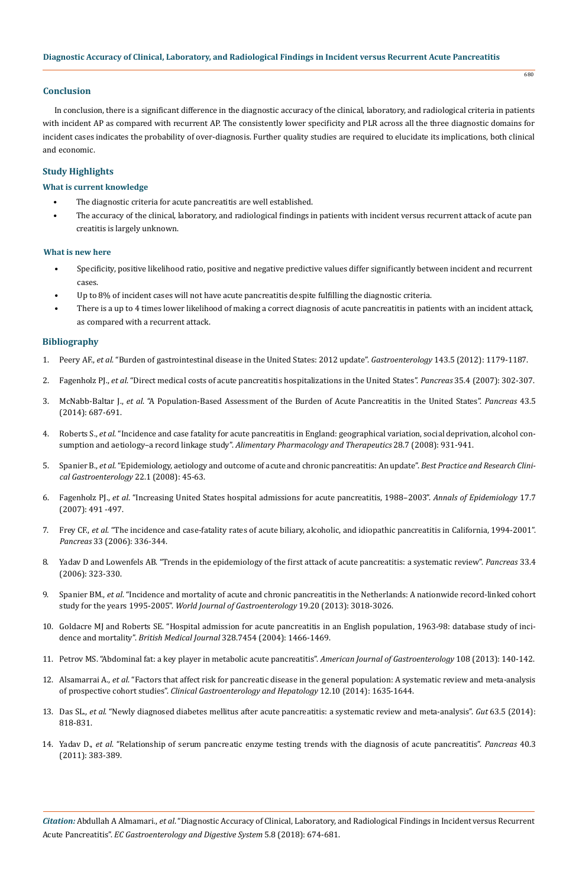## Conclusion

In conclusion, there is a significant difference in the diagnostic accuracy of the clinical, laboratory, and radiological criteria in patients with incident AP as compared with recurrent AP. The consistently lower specificity and PLR across all the three diagnostic domains for incident cases indicates the probability of over-diagnosis. Further quality studies are required to elucidate its implications, both clinical and economic.

## Study Highlights

### What is current knowledge

- The diagnostic criteria for acute pancreatitis are well established.
- The accuracy of the clinical, laboratory, and radiological findings in patients with incident versus recurrent attack of acute pancreatitis is largely unknown.

### What is new here

- Specificity, positive likelihood ratio, positive and negative predictive values differ significantly between incident and recurrent cases.
- Up to 8% of incident cases will not have acute pancreatitis despite fulfilling the diagnostic criteria.
- There is a up to 4 times lower likelihood of making a correct diagnosis of acute pancreatitis in patients with an incident attack, as compared with a recurrent attack.

## Bibliography

1. Peery AF., *et al.* "Burden of gastrointestinal disease in the United States: 2012 update". *Gastroenterology* 143.5 (2012): 1179-1187.
2. Fagenholz PJ., *et al.* "Direct medical costs of acute pancreatitis hospitalizations in the United States". *Pancreas* 35.4 (2007): 302-307.
3. McNabb-Baltar J., *et al.* "A Population-Based Assessment of the Burden of Acute Pancreatitis in the United States". *Pancreas* 43.5 (2014): 687-691.
4. Roberts S., *et al.* "Incidence and case fatality for acute pancreatitis in England: geographical variation, social deprivation, alcohol consumption and aetiology–a record linkage study". *Alimentary Pharmacology and Therapeutics* 28.7 (2008): 931-941.
5. Spanier B., *et al.* "Epidemiology, aetiology and outcome of acute and chronic pancreatitis: An update". *Best Practice and Research Clinical Gastroenterology* 22.1 (2008): 45-63.
6. Fagenholz PJ., *et al.* "Increasing United States hospital admissions for acute pancreatitis, 1988–2003". *Annals of Epidemiology* 17.7 (2007): 491 -497.
7. Frey CF., *et al.* "The incidence and case-fatality rates of acute biliary, alcoholic, and idiopathic pancreatitis in California, 1994-2001". *Pancreas* 33 (2006): 336-344.
8. Yadav D and Lowenfels AB. "Trends in the epidemiology of the first attack of acute pancreatitis: a systematic review". *Pancreas* 33.4 (2006): 323-330.
9. Spanier BM., *et al.* "Incidence and mortality of acute and chronic pancreatitis in the Netherlands: A nationwide record-linked cohort study for the years 1995-2005". *World Journal of Gastroenterology* 19.20 (2013): 3018-3026.
10. Goldacre MJ and Roberts SE. "Hospital admission for acute pancreatitis in an English population, 1963-98: database study of incidence and mortality". *British Medical Journal* 328.7454 (2004): 1466-1469.
11. Petrov MS. "Abdominal fat: a key player in metabolic acute pancreatitis". *American Journal of Gastroenterology* 108 (2013): 140-142.
12. Alsamarrai A., *et al.* "Factors that affect risk for pancreatic disease in the general population: A systematic review and meta-analysis of prospective cohort studies". *Clinical Gastroenterology and Hepatology* 12.10 (2014): 1635-1644.
13. Das SL., *et al.* "Newly diagnosed diabetes mellitus after acute pancreatitis: a systematic review and meta-analysis". *Gut* 63.5 (2014): 818-831.
14. Yadav D., *et al.* "Relationship of serum pancreatic enzyme testing trends with the diagnosis of acute pancreatitis". *Pancreas* 40.3 (2011): 383-389.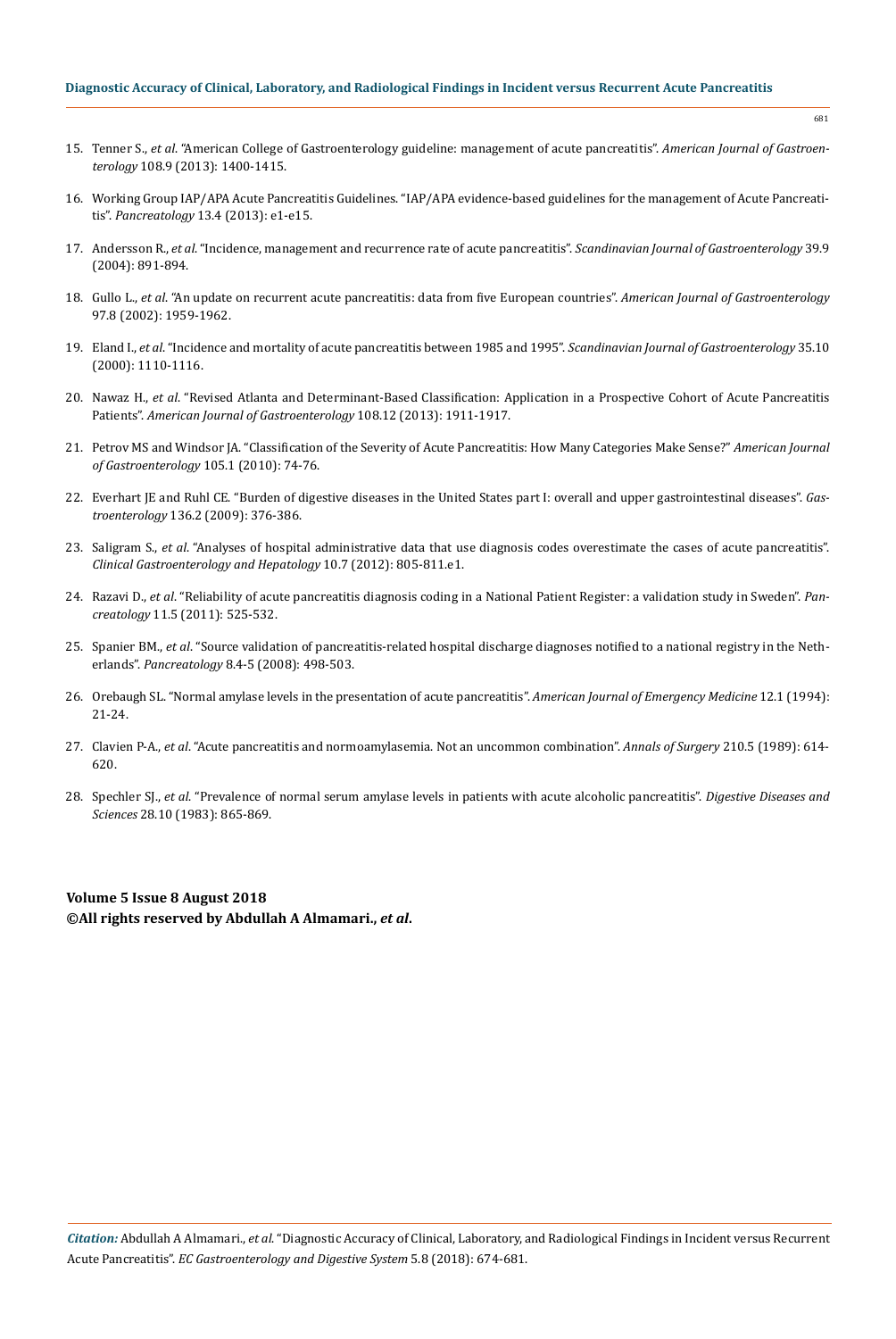15. Tenner S., *et al.* "American College of Gastroenterology guideline: management of acute pancreatitis". *American Journal of Gastroenterology* 108.9 (2013): 1400-1415.
16. Working Group IAP/APA Acute Pancreatitis Guidelines. "IAP/APA evidence-based guidelines for the management of Acute Pancreatitis". *Pancreatology* 13.4 (2013): e1-e15.
17. Andersson R., *et al.* "Incidence, management and recurrence rate of acute pancreatitis". *Scandinavian Journal of Gastroenterology* 39.9 (2004): 891-894.
18. Gullo L., *et al.* "An update on recurrent acute pancreatitis: data from five European countries". *American Journal of Gastroenterology* 97.8 (2002): 1959-1962.
19. Eland I., *et al.* "Incidence and mortality of acute pancreatitis between 1985 and 1995". *Scandinavian Journal of Gastroenterology* 35.10 (2000): 1110-1116.
20. Nawaz H., *et al.* "Revised Atlanta and Determinant-Based Classification: Application in a Prospective Cohort of Acute Pancreatitis Patients". *American Journal of Gastroenterology* 108.12 (2013): 1911-1917.
21. Petrov MS and Windsor JA. "Classification of the Severity of Acute Pancreatitis: How Many Categories Make Sense?" *American Journal of Gastroenterology* 105.1 (2010): 74-76.
22. Everhart JE and Ruhl CE. "Burden of digestive diseases in the United States part I: overall and upper gastrointestinal diseases". *Gastroenterology* 136.2 (2009): 376-386.
23. Saligram S., *et al.* "Analyses of hospital administrative data that use diagnosis codes overestimate the cases of acute pancreatitis". *Clinical Gastroenterology and Hepatology* 10.7 (2012): 805-811.e1.
24. Razavi D., *et al.* "Reliability of acute pancreatitis diagnosis coding in a National Patient Register: a validation study in Sweden". *Pancreatology* 11.5 (2011): 525-532.
25. Spanier BM., *et al.* "Source validation of pancreatitis-related hospital discharge diagnoses notified to a national registry in the Netherlands". *Pancreatology* 8.4-5 (2008): 498-503.
26. Orebaugh SL. "Normal amylase levels in the presentation of acute pancreatitis". *American Journal of Emergency Medicine* 12.1 (1994): 21-24.
27. Clavien P-A., *et al.* "Acute pancreatitis and normoamylasemia. Not an uncommon combination". *Annals of Surgery* 210.5 (1989): 614-620.
28. Spechler SJ., *et al.* "Prevalence of normal serum amylase levels in patients with acute alcoholic pancreatitis". *Digestive Diseases and Sciences* 28.10 (1983): 865-869.

**Volume 5 Issue 8 August 2018**
**©All rights reserved by Abdullah A Almamari., *et al*.**